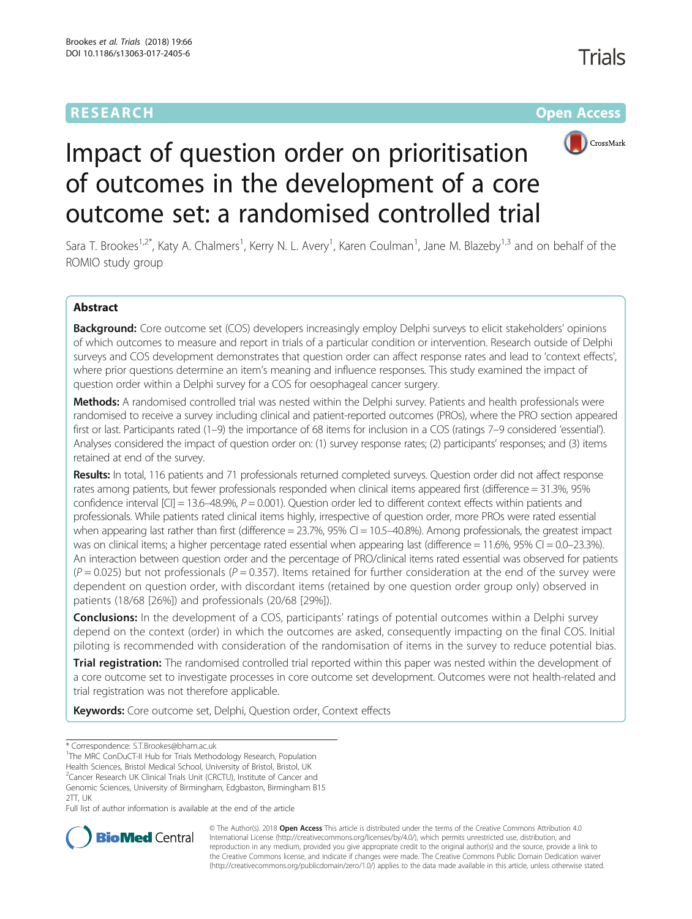RESEARCH

Open Access

# Impact of question order on prioritisation of outcomes in the development of a core outcome set: a randomised controlled trial

Sara T. Brookes[1,2*], Katy A. Chalmers[1], Kerry N. L. Avery[1], Karen Coulman[1], Jane M. Blazeby[1,3] and on behalf of the ROMIO study group

## Abstract

**Background:** Core outcome set (COS) developers increasingly employ Delphi surveys to elicit stakeholders' opinions of which outcomes to measure and report in trials of a particular condition or intervention. Research outside of Delphi surveys and COS development demonstrates that question order can affect response rates and lead to 'context effects', where prior questions determine an item's meaning and influence responses. This study examined the impact of question order within a Delphi survey for a COS for oesophageal cancer surgery.

**Methods:** A randomised controlled trial was nested within the Delphi survey. Patients and health professionals were randomised to receive a survey including clinical and patient-reported outcomes (PROs), where the PRO section appeared first or last. Participants rated (1–9) the importance of 68 items for inclusion in a COS (ratings 7–9 considered 'essential'). Analyses considered the impact of question order on: (1) survey response rates; (2) participants' responses; and (3) items retained at end of the survey.

**Results:** In total, 116 patients and 71 professionals returned completed surveys. Question order did not affect response rates among patients, but fewer professionals responded when clinical items appeared first (difference = 31.3%, 95% confidence interval [CI] = 13.6–48.9%, $P = 0.001$). Question order led to different context effects within patients and professionals. While patients rated clinical items highly, irrespective of question order, more PROs were rated essential when appearing last rather than first (difference = 23.7%, 95% CI = 10.5–40.8%). Among professionals, the greatest impact was on clinical items; a higher percentage rated essential when appearing last (difference = 11.6%, 95% CI = 0.0–23.3%). An interaction between question order and the percentage of PRO/clinical items rated essential was observed for patients ($P = 0.025$) but not professionals ($P = 0.357$). Items retained for further consideration at the end of the survey were dependent on question order, with discordant items (retained by one question order group only) observed in patients (18/68 [26%]) and professionals (20/68 [29%]).

**Conclusions:** In the development of a COS, participants' ratings of potential outcomes within a Delphi survey depend on the context (order) in which the outcomes are asked, consequently impacting on the final COS. Initial piloting is recommended with consideration of the randomisation of items in the survey to reduce potential bias.

**Trial registration:** The randomised controlled trial reported within this paper was nested within the development of a core outcome set to investigate processes in core outcome set development. Outcomes were not health-related and trial registration was not therefore applicable.

**Keywords:** Core outcome set, Delphi, Question order, Context effects

---

* Correspondence: S.T.Brookes@bham.ac.uk
[1]The MRC ConDuCT-II Hub for Trials Methodology Research, Population Health Sciences, Bristol Medical School, University of Bristol, Bristol, UK
[2]Cancer Research UK Clinical Trials Unit (CRCTU), Institute of Cancer and Genomic Sciences, University of Birmingham, Edgbaston, Birmingham B15 2TT, UK

Full list of author information is available at the end of the article

© The Author(s). 2018 **Open Access** This article is distributed under the terms of the Creative Commons Attribution 4.0 International License (http://creativecommons.org/licenses/by/4.0/), which permits unrestricted use, distribution, and reproduction in any medium, provided you give appropriate credit to the original author(s) and the source, provide a link to the Creative Commons license, and indicate if changes were made. The Creative Commons Public Domain Dedication waiver (http://creativecommons.org/publicdomain/zero/1.0/) applies to the data made available in this article, unless otherwise stated.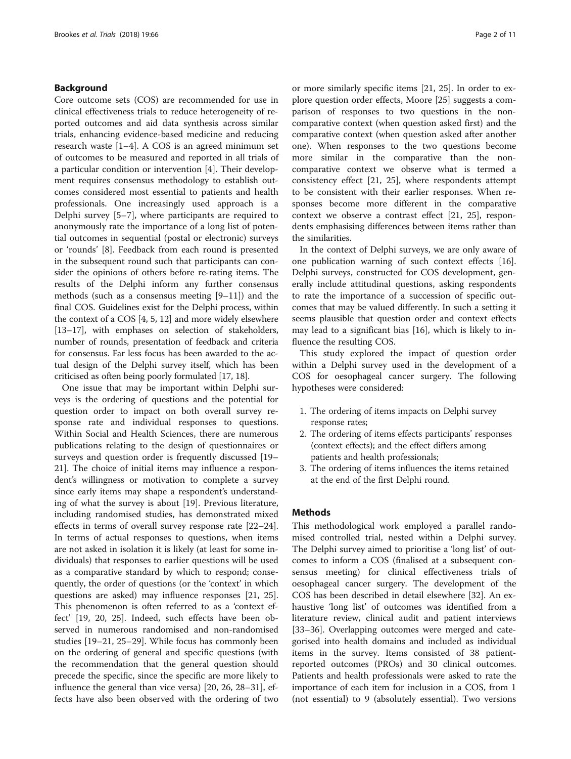## Background

Core outcome sets (COS) are recommended for use in clinical effectiveness trials to reduce heterogeneity of reported outcomes and aid data synthesis across similar trials, enhancing evidence-based medicine and reducing research waste [1–4]. A COS is an agreed minimum set of outcomes to be measured and reported in all trials of a particular condition or intervention [4]. Their development requires consensus methodology to establish outcomes considered most essential to patients and health professionals. One increasingly used approach is a Delphi survey [5–7], where participants are required to anonymously rate the importance of a long list of potential outcomes in sequential (postal or electronic) surveys or 'rounds' [8]. Feedback from each round is presented in the subsequent round such that participants can consider the opinions of others before re-rating items. The results of the Delphi inform any further consensus methods (such as a consensus meeting [9–11]) and the final COS. Guidelines exist for the Delphi process, within the context of a COS [4, 5, 12] and more widely elsewhere [13–17], with emphases on selection of stakeholders, number of rounds, presentation of feedback and criteria for consensus. Far less focus has been awarded to the actual design of the Delphi survey itself, which has been criticised as often being poorly formulated [17, 18].

One issue that may be important within Delphi surveys is the ordering of questions and the potential for question order to impact on both overall survey response rate and individual responses to questions. Within Social and Health Sciences, there are numerous publications relating to the design of questionnaires or surveys and question order is frequently discussed [19–21]. The choice of initial items may influence a respondent's willingness or motivation to complete a survey since early items may shape a respondent's understanding of what the survey is about [19]. Previous literature, including randomised studies, has demonstrated mixed effects in terms of overall survey response rate [22–24]. In terms of actual responses to questions, when items are not asked in isolation it is likely (at least for some individuals) that responses to earlier questions will be used as a comparative standard by which to respond; consequently, the order of questions (or the 'context' in which questions are asked) may influence responses [21, 25]. This phenomenon is often referred to as a 'context effect' [19, 20, 25]. Indeed, such effects have been observed in numerous randomised and non-randomised studies [19–21, 25–29]. While focus has commonly been on the ordering of general and specific questions (with the recommendation that the general question should precede the specific, since the specific are more likely to influence the general than vice versa) [20, 26, 28–31], effects have also been observed with the ordering of two or more similarly specific items [21, 25]. In order to explore question order effects, Moore [25] suggests a comparison of responses to two questions in the non-comparative context (when question asked first) and the comparative context (when question asked after another one). When responses to the two questions become more similar in the comparative than the non-comparative context we observe what is termed a consistency effect [21, 25], where respondents attempt to be consistent with their earlier responses. When responses become more different in the comparative context we observe a contrast effect [21, 25], respondents emphasising differences between items rather than the similarities.

In the context of Delphi surveys, we are only aware of one publication warning of such context effects [16]. Delphi surveys, constructed for COS development, generally include attitudinal questions, asking respondents to rate the importance of a succession of specific outcomes that may be valued differently. In such a setting it seems plausible that question order and context effects may lead to a significant bias [16], which is likely to influence the resulting COS.

This study explored the impact of question order within a Delphi survey used in the development of a COS for oesophageal cancer surgery. The following hypotheses were considered:

1. The ordering of items impacts on Delphi survey response rates;
2. The ordering of items effects participants' responses (context effects); and the effect differs among patients and health professionals;
3. The ordering of items influences the items retained at the end of the first Delphi round.

## Methods

This methodological work employed a parallel randomised controlled trial, nested within a Delphi survey. The Delphi survey aimed to prioritise a 'long list' of outcomes to inform a COS (finalised at a subsequent consensus meeting) for clinical effectiveness trials of oesophageal cancer surgery. The development of the COS has been described in detail elsewhere [32]. An exhaustive 'long list' of outcomes was identified from a literature review, clinical audit and patient interviews [33–36]. Overlapping outcomes were merged and categorised into health domains and included as individual items in the survey. Items consisted of 38 patient-reported outcomes (PROs) and 30 clinical outcomes. Patients and health professionals were asked to rate the importance of each item for inclusion in a COS, from 1 (not essential) to 9 (absolutely essential). Two versions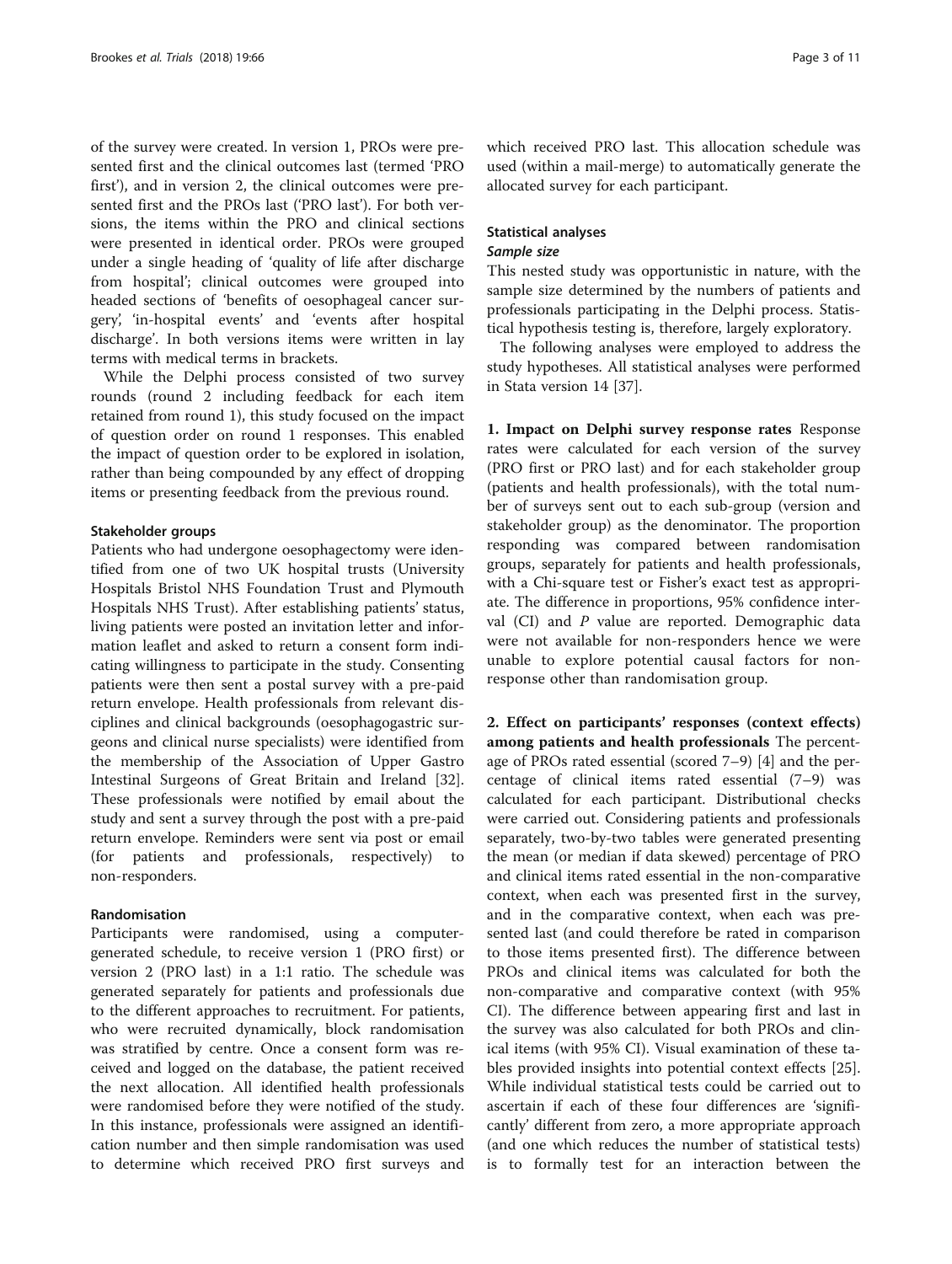of the survey were created. In version 1, PROs were presented first and the clinical outcomes last (termed 'PRO first'), and in version 2, the clinical outcomes were presented first and the PROs last ('PRO last'). For both versions, the items within the PRO and clinical sections were presented in identical order. PROs were grouped under a single heading of 'quality of life after discharge from hospital'; clinical outcomes were grouped into headed sections of 'benefits of oesophageal cancer surgery', 'in-hospital events' and 'events after hospital discharge'. In both versions items were written in lay terms with medical terms in brackets.

While the Delphi process consisted of two survey rounds (round 2 including feedback for each item retained from round 1), this study focused on the impact of question order on round 1 responses. This enabled the impact of question order to be explored in isolation, rather than being compounded by any effect of dropping items or presenting feedback from the previous round.

### Stakeholder groups

Patients who had undergone oesophagectomy were identified from one of two UK hospital trusts (University Hospitals Bristol NHS Foundation Trust and Plymouth Hospitals NHS Trust). After establishing patients' status, living patients were posted an invitation letter and information leaflet and asked to return a consent form indicating willingness to participate in the study. Consenting patients were then sent a postal survey with a pre-paid return envelope. Health professionals from relevant disciplines and clinical backgrounds (oesophagogastric surgeons and clinical nurse specialists) were identified from the membership of the Association of Upper Gastro Intestinal Surgeons of Great Britain and Ireland [32]. These professionals were notified by email about the study and sent a survey through the post with a pre-paid return envelope. Reminders were sent via post or email (for patients and professionals, respectively) to non-responders.

### Randomisation

Participants were randomised, using a computer-generated schedule, to receive version 1 (PRO first) or version 2 (PRO last) in a 1:1 ratio. The schedule was generated separately for patients and professionals due to the different approaches to recruitment. For patients, who were recruited dynamically, block randomisation was stratified by centre. Once a consent form was received and logged on the database, the patient received the next allocation. All identified health professionals were randomised before they were notified of the study. In this instance, professionals were assigned an identification number and then simple randomisation was used to determine which received PRO first surveys and which received PRO last. This allocation schedule was used (within a mail-merge) to automatically generate the allocated survey for each participant.

### Statistical analyses

#### *Sample size*

This nested study was opportunistic in nature, with the sample size determined by the numbers of patients and professionals participating in the Delphi process. Statistical hypothesis testing is, therefore, largely exploratory.

The following analyses were employed to address the study hypotheses. All statistical analyses were performed in Stata version 14 [37].

**1. Impact on Delphi survey response rates** Response rates were calculated for each version of the survey (PRO first or PRO last) and for each stakeholder group (patients and health professionals), with the total number of surveys sent out to each sub-group (version and stakeholder group) as the denominator. The proportion responding was compared between randomisation groups, separately for patients and health professionals, with a Chi-square test or Fisher's exact test as appropriate. The difference in proportions, 95% confidence interval (CI) and $P$ value are reported. Demographic data were not available for non-responders hence we were unable to explore potential causal factors for non-response other than randomisation group.

**2. Effect on participants' responses (context effects) among patients and health professionals** The percentage of PROs rated essential (scored 7–9) [4] and the percentage of clinical items rated essential (7–9) was calculated for each participant. Distributional checks were carried out. Considering patients and professionals separately, two-by-two tables were generated presenting the mean (or median if data skewed) percentage of PRO and clinical items rated essential in the non-comparative context, when each was presented first in the survey, and in the comparative context, when each was presented last (and could therefore be rated in comparison to those items presented first). The difference between PROs and clinical items was calculated for both the non-comparative and comparative context (with 95% CI). The difference between appearing first and last in the survey was also calculated for both PROs and clinical items (with 95% CI). Visual examination of these tables provided insights into potential context effects [25]. While individual statistical tests could be carried out to ascertain if each of these four differences are 'significantly' different from zero, a more appropriate approach (and one which reduces the number of statistical tests) is to formally test for an interaction between the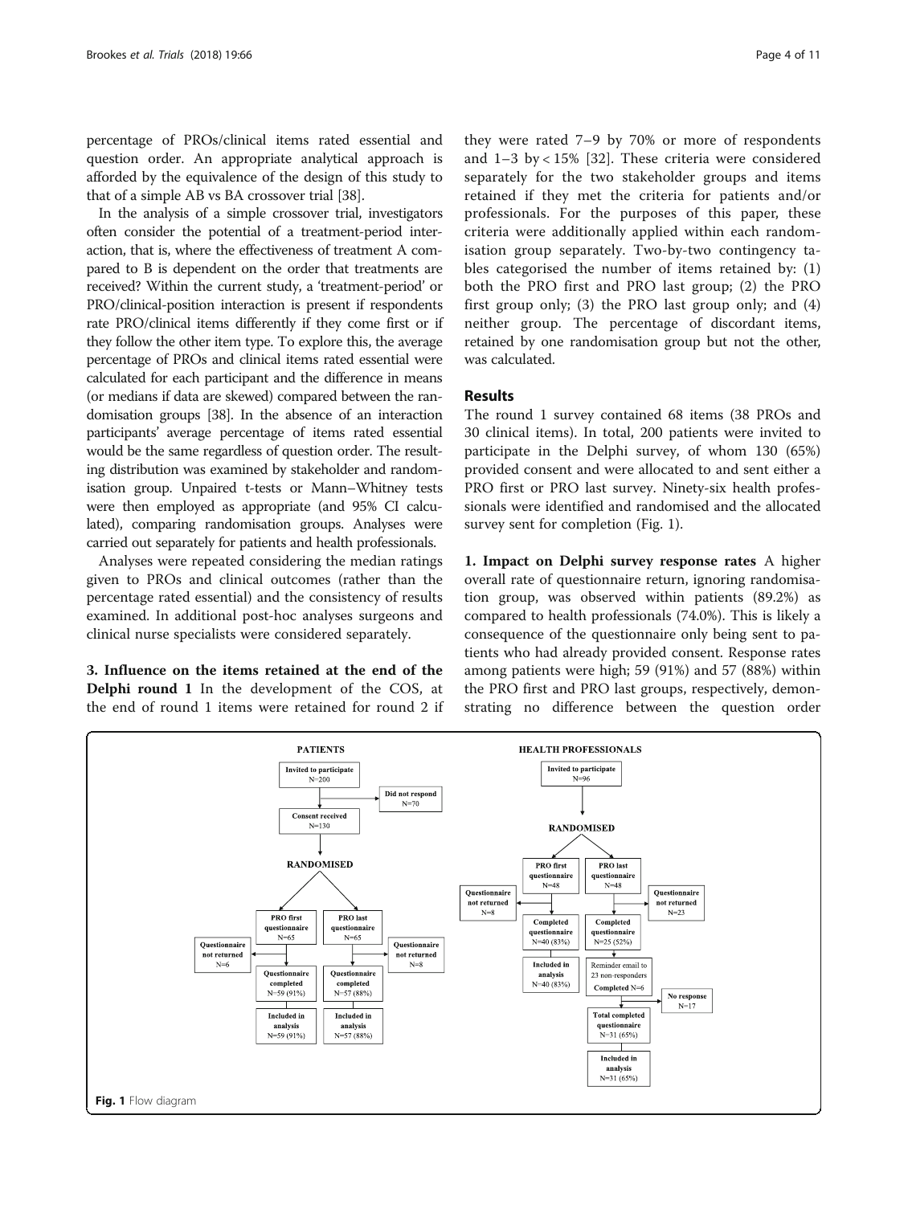percentage of PROs/clinical items rated essential and question order. An appropriate analytical approach is afforded by the equivalence of the design of this study to that of a simple AB vs BA crossover trial [38].

In the analysis of a simple crossover trial, investigators often consider the potential of a treatment-period interaction, that is, where the effectiveness of treatment A compared to B is dependent on the order that treatments are received? Within the current study, a 'treatment-period' or PRO/clinical-position interaction is present if respondents rate PRO/clinical items differently if they come first or if they follow the other item type. To explore this, the average percentage of PROs and clinical items rated essential were calculated for each participant and the difference in means (or medians if data are skewed) compared between the randomisation groups [38]. In the absence of an interaction participants' average percentage of items rated essential would be the same regardless of question order. The resulting distribution was examined by stakeholder and randomisation group. Unpaired t-tests or Mann–Whitney tests were then employed as appropriate (and 95% CI calculated), comparing randomisation groups. Analyses were carried out separately for patients and health professionals.

Analyses were repeated considering the median ratings given to PROs and clinical outcomes (rather than the percentage rated essential) and the consistency of results examined. In additional post-hoc analyses surgeons and clinical nurse specialists were considered separately.

**3. Influence on the items retained at the end of the Delphi round 1** In the development of the COS, at the end of round 1 items were retained for round 2 if they were rated 7–9 by 70% or more of respondents and 1–3 by < 15% [32]. These criteria were considered separately for the two stakeholder groups and items retained if they met the criteria for patients and/or professionals. For the purposes of this paper, these criteria were additionally applied within each randomisation group separately. Two-by-two contingency tables categorised the number of items retained by: (1) both the PRO first and PRO last group; (2) the PRO first group only; (3) the PRO last group only; and (4) neither group. The percentage of discordant items, retained by one randomisation group but not the other, was calculated.

## Results

The round 1 survey contained 68 items (38 PROs and 30 clinical items). In total, 200 patients were invited to participate in the Delphi survey, of whom 130 (65%) provided consent and were allocated to and sent either a PRO first or PRO last survey. Ninety-six health professionals were identified and randomised and the allocated survey sent for completion (Fig. 1).

**1. Impact on Delphi survey response rates** A higher overall rate of questionnaire return, ignoring randomisation group, was observed within patients (89.2%) as compared to health professionals (74.0%). This is likely a consequence of the questionnaire only being sent to patients who had already provided consent. Response rates among patients were high; 59 (91%) and 57 (88%) within the PRO first and PRO last groups, respectively, demonstrating no difference between the question order

**Fig. 1** Flow diagram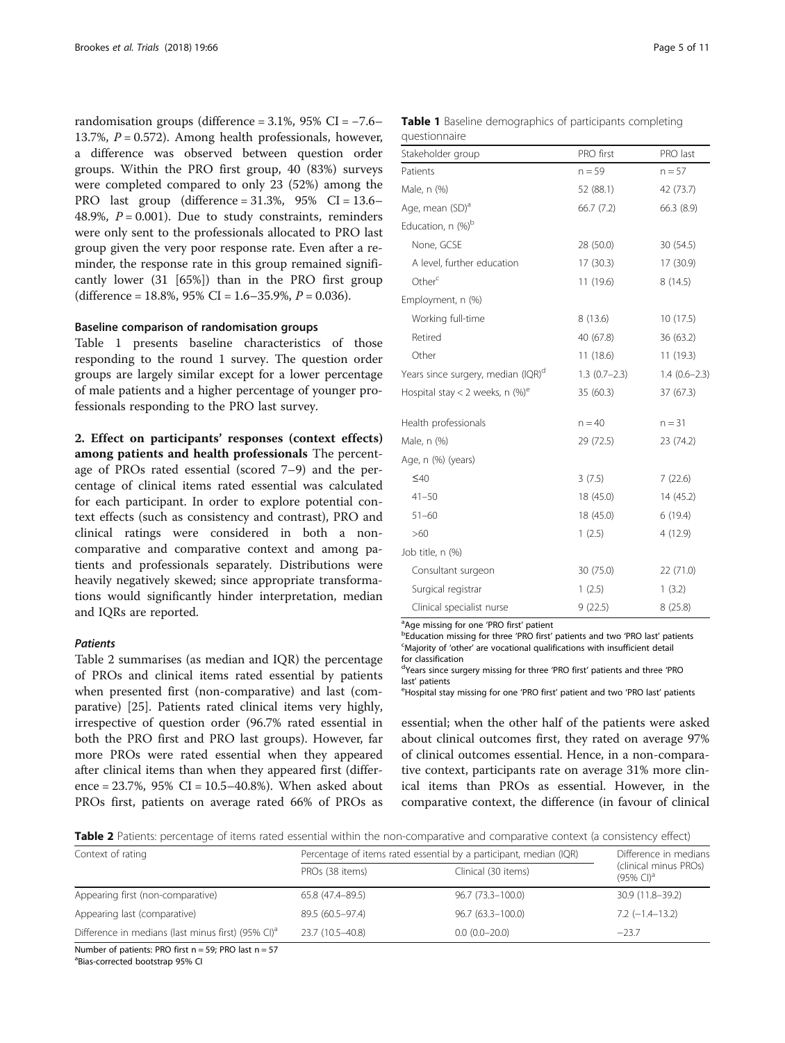randomisation groups (difference = 3.1%, 95% CI = −7.6–13.7%, $P = 0.572$). Among health professionals, however, a difference was observed between question order groups. Within the PRO first group, 40 (83%) surveys were completed compared to only 23 (52%) among the PRO last group (difference = 31.3%, 95% CI = 13.6–48.9%, $P = 0.001$). Due to study constraints, reminders were only sent to the professionals allocated to PRO last group given the very poor response rate. Even after a reminder, the response rate in this group remained significantly lower (31 [65%]) than in the PRO first group (difference = 18.8%, 95% CI = 1.6–35.9%, $P = 0.036$).

#### Baseline comparison of randomisation groups

Table 1 presents baseline characteristics of those responding to the round 1 survey. The question order groups are largely similar except for a lower percentage of male patients and a higher percentage of younger professionals responding to the PRO last survey.

**2. Effect on participants' responses (context effects) among patients and health professionals** The percentage of PROs rated essential (scored 7–9) and the percentage of clinical items rated essential was calculated for each participant. In order to explore potential context effects (such as consistency and contrast), PRO and clinical ratings were considered in both a non-comparative and comparative context and among patients and professionals separately. Distributions were heavily negatively skewed; since appropriate transformations would significantly hinder interpretation, median and IQRs are reported.

#### *Patients*

Table 2 summarises (as median and IQR) the percentage of PROs and clinical items rated essential by patients when presented first (non-comparative) and last (comparative) [25]. Patients rated clinical items very highly, irrespective of question order (96.7% rated essential in both the PRO first and PRO last groups). However, far more PROs were rated essential when they appeared after clinical items than when they appeared first (difference = 23.7%, 95% CI = 10.5–40.8%). When asked about PROs first, patients on average rated 66% of PROs as essential; when the other half of the patients were asked about clinical outcomes first, they rated on average 97% of clinical outcomes essential. Hence, in a non-comparative context, participants rate on average 31% more clinical items than PROs as essential. However, in the comparative context, the difference (in favour of clinical

**Table 1** Baseline demographics of participants completing questionnaire

| Stakeholder group | PRO first | PRO last |
|---|---|---|
| Patients | n = 59 | n = 57 |
| Male, n (%) | 52 (88.1) | 42 (73.7) |
| Age, mean (SD)[a] | 66.7 (7.2) | 66.3 (8.9) |
| Education, n (%)[b] | | |
| None, GCSE | 28 (50.0) | 30 (54.5) |
| A level, further education | 17 (30.3) | 17 (30.9) |
| Other[c] | 11 (19.6) | 8 (14.5) |
| Employment, n (%) | | |
| Working full-time | 8 (13.6) | 10 (17.5) |
| Retired | 40 (67.8) | 36 (63.2) |
| Other | 11 (18.6) | 11 (19.3) |
| Years since surgery, median (IQR)[d] | 1.3 (0.7–2.3) | 1.4 (0.6–2.3) |
| Hospital stay < 2 weeks, n (%)[e] | 35 (60.3) | 37 (67.3) |
| Health professionals | n = 40 | n = 31 |
| Male, n (%) | 29 (72.5) | 23 (74.2) |
| Age, n (%) (years) | | |
| ≤40 | 3 (7.5) | 7 (22.6) |
| 41–50 | 18 (45.0) | 14 (45.2) |
| 51–60 | 18 (45.0) | 6 (19.4) |
| >60 | 1 (2.5) | 4 (12.9) |
| Job title, n (%) | | |
| Consultant surgeon | 30 (75.0) | 22 (71.0) |
| Surgical registrar | 1 (2.5) | 1 (3.2) |
| Clinical specialist nurse | 9 (22.5) | 8 (25.8) |

[a]Age missing for one 'PRO first' patient
[b]Education missing for three 'PRO first' patients and two 'PRO last' patients
[c]Majority of 'other' are vocational qualifications with insufficient detail for classification
[d]Years since surgery missing for three 'PRO first' patients and three 'PRO last' patients
[e]Hospital stay missing for one 'PRO first' patient and two 'PRO last' patients

**Table 2** Patients: percentage of items rated essential within the non-comparative and comparative context (a consistency effect)

| Context of rating | Percentage of items rated essential by a participant, median (IQR) | | Difference in medians (clinical minus PROs) (95% CI)[a] |
|---|---|---|---|
| | PROs (38 items) | Clinical (30 items) | |
| Appearing first (non-comparative) | 65.8 (47.4–89.5) | 96.7 (73.3–100.0) | 30.9 (11.8–39.2) |
| Appearing last (comparative) | 89.5 (60.5–97.4) | 96.7 (63.3–100.0) | 7.2 (−1.4–13.2) |
| Difference in medians (last minus first) (95% CI)[a] | 23.7 (10.5–40.8) | 0.0 (0.0–20.0) | −23.7 |

Number of patients: PRO first n = 59; PRO last n = 57
[a]Bias-corrected bootstrap 95% CI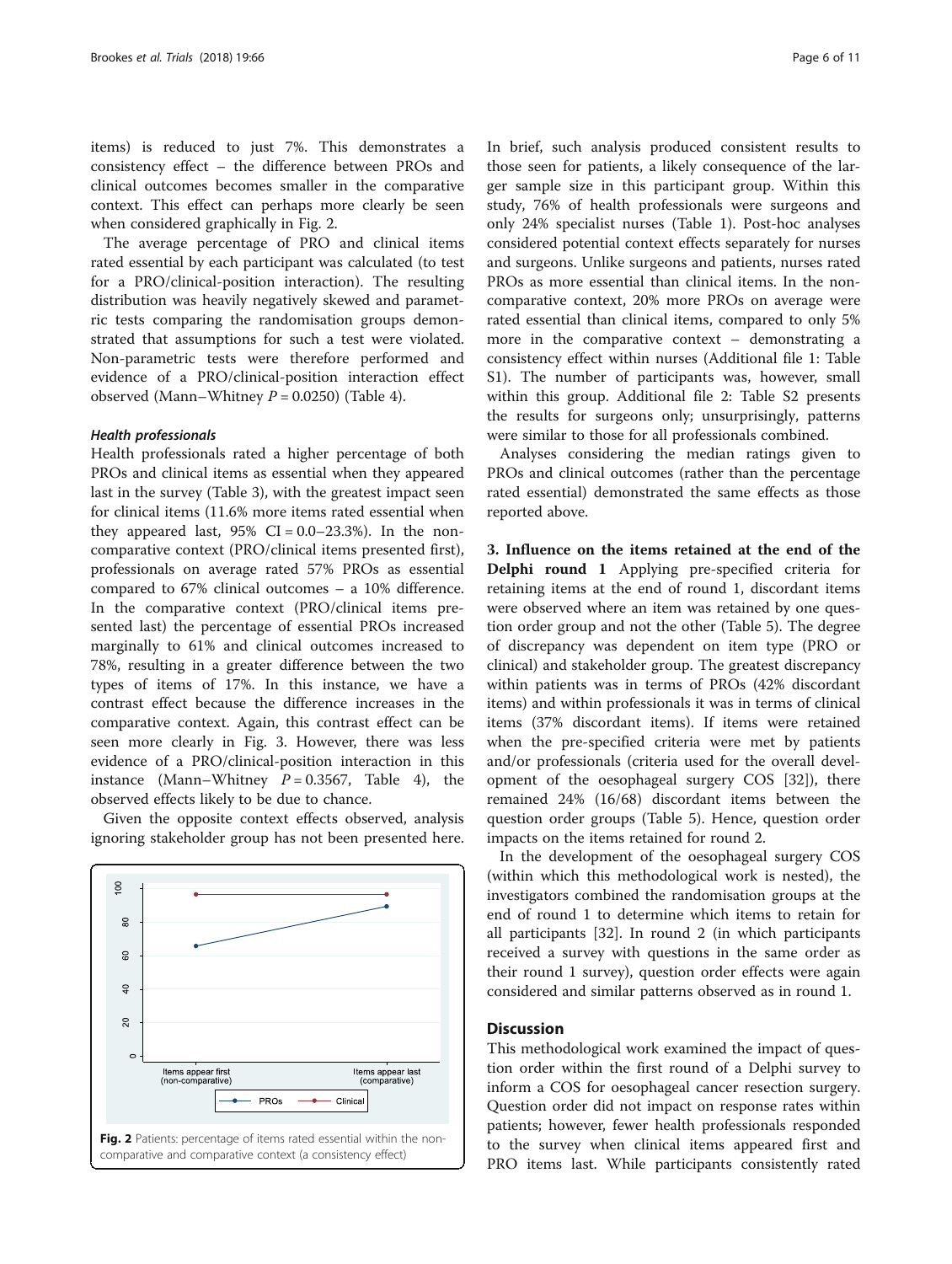items) is reduced to just 7%. This demonstrates a consistency effect – the difference between PROs and clinical outcomes becomes smaller in the comparative context. This effect can perhaps more clearly be seen when considered graphically in Fig. 2.

The average percentage of PRO and clinical items rated essential by each participant was calculated (to test for a PRO/clinical-position interaction). The resulting distribution was heavily negatively skewed and parametric tests comparing the randomisation groups demonstrated that assumptions for such a test were violated. Non-parametric tests were therefore performed and evidence of a PRO/clinical-position interaction effect observed (Mann–Whitney $P = 0.0250$) (Table 4).

#### *Health professionals*

Health professionals rated a higher percentage of both PROs and clinical items as essential when they appeared last in the survey (Table 3), with the greatest impact seen for clinical items (11.6% more items rated essential when they appeared last, 95% CI = 0.0–23.3%). In the non-comparative context (PRO/clinical items presented first), professionals on average rated 57% PROs as essential compared to 67% clinical outcomes – a 10% difference. In the comparative context (PRO/clinical items presented last) the percentage of essential PROs increased marginally to 61% and clinical outcomes increased to 78%, resulting in a greater difference between the two types of items of 17%. In this instance, we have a contrast effect because the difference increases in the comparative context. Again, this contrast effect can be seen more clearly in Fig. 3. However, there was less evidence of a PRO/clinical-position interaction in this instance (Mann–Whitney $P = 0.3567$, Table 4), the observed effects likely to be due to chance.

Given the opposite context effects observed, analysis ignoring stakeholder group has not been presented here.

Fig. 2 Patients: percentage of items rated essential within the non-comparative and comparative context (a consistency effect)

In brief, such analysis produced consistent results to those seen for patients, a likely consequence of the larger sample size in this participant group. Within this study, 76% of health professionals were surgeons and only 24% specialist nurses (Table 1). Post-hoc analyses considered potential context effects separately for nurses and surgeons. Unlike surgeons and patients, nurses rated PROs as more essential than clinical items. In the non-comparative context, 20% more PROs on average were rated essential than clinical items, compared to only 5% more in the comparative context – demonstrating a consistency effect within nurses (Additional file 1: Table S1). The number of participants was, however, small within this group. Additional file 2: Table S2 presents the results for surgeons only; unsurprisingly, patterns were similar to those for all professionals combined.

Analyses considering the median ratings given to PROs and clinical outcomes (rather than the percentage rated essential) demonstrated the same effects as those reported above.

**3. Influence on the items retained at the end of the Delphi round 1** Applying pre-specified criteria for retaining items at the end of round 1, discordant items were observed where an item was retained by one question order group and not the other (Table 5). The degree of discrepancy was dependent on item type (PRO or clinical) and stakeholder group. The greatest discrepancy within patients was in terms of PROs (42% discordant items) and within professionals it was in terms of clinical items (37% discordant items). If items were retained when the pre-specified criteria were met by patients and/or professionals (criteria used for the overall development of the oesophageal surgery COS [32]), there remained 24% (16/68) discordant items between the question order groups (Table 5). Hence, question order impacts on the items retained for round 2.

In the development of the oesophageal surgery COS (within which this methodological work is nested), the investigators combined the randomisation groups at the end of round 1 to determine which items to retain for all participants [32]. In round 2 (in which participants received a survey with questions in the same order as their round 1 survey), question order effects were again considered and similar patterns observed as in round 1.

## Discussion

This methodological work examined the impact of question order within the first round of a Delphi survey to inform a COS for oesophageal cancer resection surgery. Question order did not impact on response rates within patients; however, fewer health professionals responded to the survey when clinical items appeared first and PRO items last. While participants consistently rated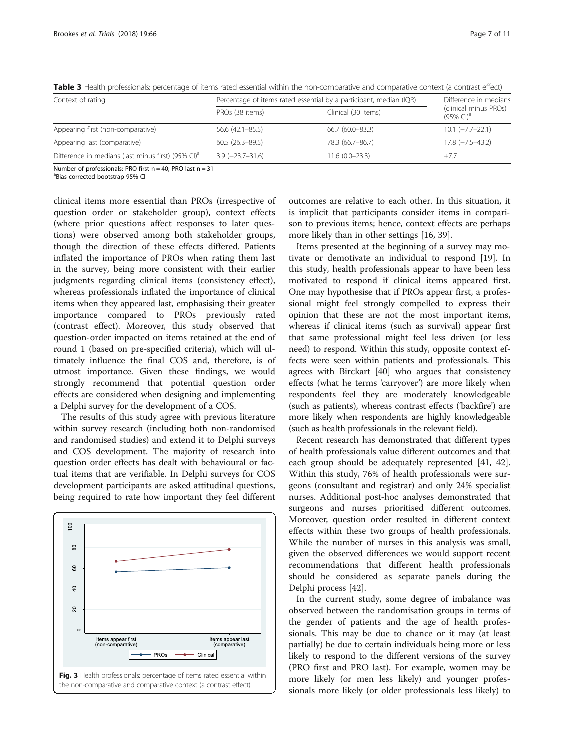**Table 3** Health professionals: percentage of items rated essential within the non-comparative and comparative context (a contrast effect)

| Context of rating | Percentage of items rated essential by a participant, median (IQR) | | Difference in medians (clinical minus PROs) (95% CI)[a] |
|---|---|---|---|
| | PROs (38 items) | Clinical (30 items) | |
| Appearing first (non-comparative) | 56.6 (42.1–85.5) | 66.7 (60.0–83.3) | 10.1 (−7.7–22.1) |
| Appearing last (comparative) | 60.5 (26.3–89.5) | 78.3 (66.7–86.7) | 17.8 (−7.5–43.2) |
| Difference in medians (last minus first) (95% CI)[a] | 3.9 (−23.7–31.6) | 11.6 (0.0–23.3) | +7.7 |

Number of professionals: PRO first n = 40; PRO last n = 31

[a]Bias-corrected bootstrap 95% CI

clinical items more essential than PROs (irrespective of question order or stakeholder group), context effects (where prior questions affect responses to later questions) were observed among both stakeholder groups, though the direction of these effects differed. Patients inflated the importance of PROs when rating them last in the survey, being more consistent with their earlier judgments regarding clinical items (consistency effect), whereas professionals inflated the importance of clinical items when they appeared last, emphasising their greater importance compared to PROs previously rated (contrast effect). Moreover, this study observed that question-order impacted on items retained at the end of round 1 (based on pre-specified criteria), which will ultimately influence the final COS and, therefore, is of utmost importance. Given these findings, we would strongly recommend that potential question order effects are considered when designing and implementing a Delphi survey for the development of a COS.

The results of this study agree with previous literature within survey research (including both non-randomised and randomised studies) and extend it to Delphi surveys and COS development. The majority of research into question order effects has dealt with behavioural or factual items that are verifiable. In Delphi surveys for COS development participants are asked attitudinal questions, being required to rate how important they feel different

100
80
60
40
20
0
Items appear first (non-comparative)
Items appear last (comparative)
PROs
Clinical

**Fig. 3** Health professionals: percentage of items rated essential within the non-comparative and comparative context (a contrast effect)

outcomes are relative to each other. In this situation, it is implicit that participants consider items in comparison to previous items; hence, context effects are perhaps more likely than in other settings [16, 39].

Items presented at the beginning of a survey may motivate or demotivate an individual to respond [19]. In this study, health professionals appear to have been less motivated to respond if clinical items appeared first. One may hypothesise that if PROs appear first, a professional might feel strongly compelled to express their opinion that these are not the most important items, whereas if clinical items (such as survival) appear first that same professional might feel less driven (or less need) to respond. Within this study, opposite context effects were seen within patients and professionals. This agrees with Birckart [40] who argues that consistency effects (what he terms 'carryover') are more likely when respondents feel they are moderately knowledgeable (such as patients), whereas contrast effects ('backfire') are more likely when respondents are highly knowledgeable (such as health professionals in the relevant field).

Recent research has demonstrated that different types of health professionals value different outcomes and that each group should be adequately represented [41, 42]. Within this study, 76% of health professionals were surgeons (consultant and registrar) and only 24% specialist nurses. Additional post-hoc analyses demonstrated that surgeons and nurses prioritised different outcomes. Moreover, question order resulted in different context effects within these two groups of health professionals. While the number of nurses in this analysis was small, given the observed differences we would support recent recommendations that different health professionals should be considered as separate panels during the Delphi process [42].

In the current study, some degree of imbalance was observed between the randomisation groups in terms of the gender of patients and the age of health professionals. This may be due to chance or it may (at least partially) be due to certain individuals being more or less likely to respond to the different versions of the survey (PRO first and PRO last). For example, women may be more likely (or men less likely) and younger professionals more likely (or older professionals less likely) to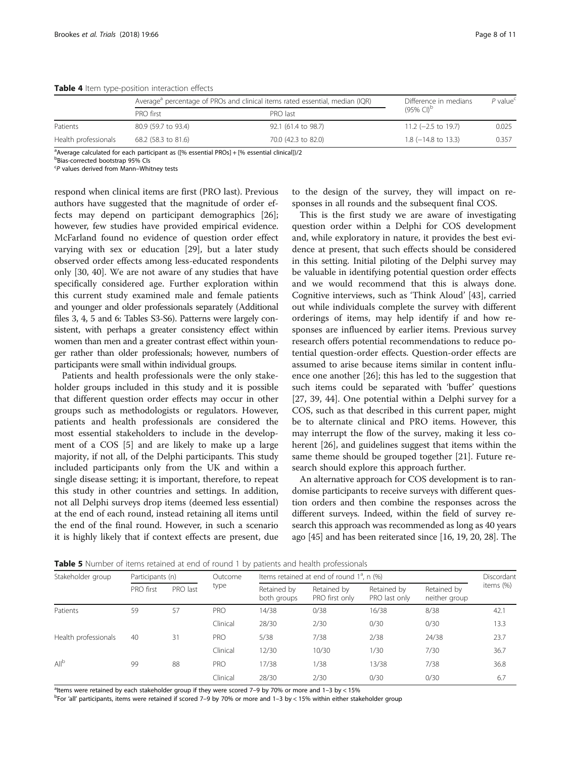**Table 4** Item type-position interaction effects

| | Average[a] percentage of PROs and clinical items rated essential, median (IQR) | | Difference in medians (95% CI)[b] | P value[c] |
|---|---|---|---|---|
| | PRO first | PRO last | | |
| Patients | 80.9 (59.7 to 93.4) | 92.1 (61.4 to 98.7) | 11.2 (−2.5 to 19.7) | 0.025 |
| Health professionals | 68.2 (58.3 to 81.6) | 70.0 (42.3 to 82.0) | 1.8 (−14.8 to 13.3) | 0.357 |

[a]Average calculated for each participant as ([% essential PROs] + [% essential clinical])/2
[b]Bias-corrected bootstrap 95% CIs
[c]*P* values derived from Mann–Whitney tests

respond when clinical items are first (PRO last). Previous authors have suggested that the magnitude of order effects may depend on participant demographics [26]; however, few studies have provided empirical evidence. McFarland found no evidence of question order effect varying with sex or education [29], but a later study observed order effects among less-educated respondents only [30, 40]. We are not aware of any studies that have specifically considered age. Further exploration within this current study examined male and female patients and younger and older professionals separately (Additional files 3, 4, 5 and 6: Tables S3-S6). Patterns were largely consistent, with perhaps a greater consistency effect within women than men and a greater contrast effect within younger rather than older professionals; however, numbers of participants were small within individual groups.

Patients and health professionals were the only stakeholder groups included in this study and it is possible that different question order effects may occur in other groups such as methodologists or regulators. However, patients and health professionals are considered the most essential stakeholders to include in the development of a COS [5] and are likely to make up a large majority, if not all, of the Delphi participants. This study included participants only from the UK and within a single disease setting; it is important, therefore, to repeat this study in other countries and settings. In addition, not all Delphi surveys drop items (deemed less essential) at the end of each round, instead retaining all items until the end of the final round. However, in such a scenario it is highly likely that if context effects are present, due to the design of the survey, they will impact on responses in all rounds and the subsequent final COS.

This is the first study we are aware of investigating question order within a Delphi for COS development and, while exploratory in nature, it provides the best evidence at present, that such effects should be considered in this setting. Initial piloting of the Delphi survey may be valuable in identifying potential question order effects and we would recommend that this is always done. Cognitive interviews, such as 'Think Aloud' [43], carried out while individuals complete the survey with different orderings of items, may help identify if and how responses are influenced by earlier items. Previous survey research offers potential recommendations to reduce potential question-order effects. Question-order effects are assumed to arise because items similar in content influence one another [26]; this has led to the suggestion that such items could be separated with 'buffer' questions [27, 39, 44]. One potential within a Delphi survey for a COS, such as that described in this current paper, might be to alternate clinical and PRO items. However, this may interrupt the flow of the survey, making it less coherent [26], and guidelines suggest that items within the same theme should be grouped together [21]. Future research should explore this approach further.

An alternative approach for COS development is to randomise participants to receive surveys with different question orders and then combine the responses across the different surveys. Indeed, within the field of survey research this approach was recommended as long as 40 years ago [45] and has been reiterated since [16, 19, 20, 28]. The

**Table 5** Number of items retained at end of round 1 by patients and health professionals

| Stakeholder group | Participants (n) | | Outcome type | Items retained at end of round 1[a], n (%) | | | | Discordant items (%) |
|---|---|---|---|---|---|---|---|---|
| | PRO first | PRO last | | Retained by both groups | Retained by PRO first only | Retained by PRO last only | Retained by neither group | |
| Patients | 59 | 57 | PRO | 14/38 | 0/38 | 16/38 | 8/38 | 42.1 |
| | | | Clinical | 28/30 | 2/30 | 0/30 | 0/30 | 13.3 |
| Health professionals | 40 | 31 | PRO | 5/38 | 7/38 | 2/38 | 24/38 | 23.7 |
| | | | Clinical | 12/30 | 10/30 | 1/30 | 7/30 | 36.7 |
| All[b] | 99 | 88 | PRO | 17/38 | 1/38 | 13/38 | 7/38 | 36.8 |
| | | | Clinical | 28/30 | 2/30 | 0/30 | 0/30 | 6.7 |

[a]Items were retained by each stakeholder group if they were scored 7–9 by 70% or more and 1–3 by < 15%
[b]For 'all' participants, items were retained if scored 7–9 by 70% or more and 1–3 by < 15% within either stakeholder group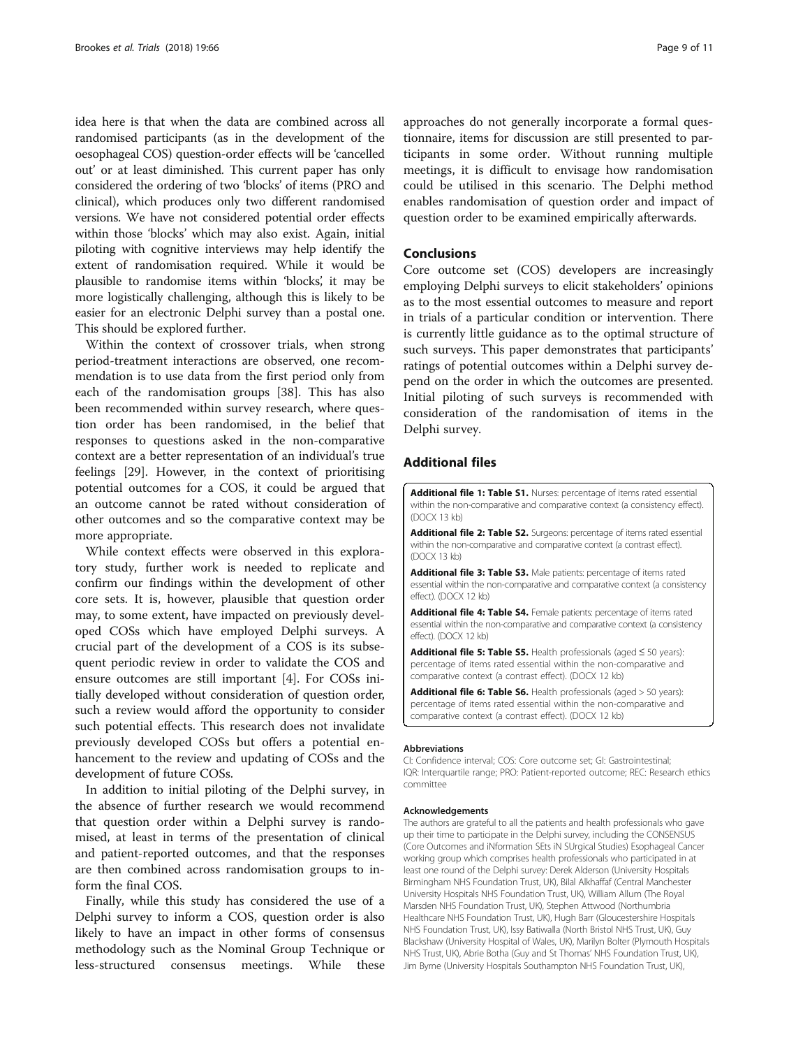idea here is that when the data are combined across all randomised participants (as in the development of the oesophageal COS) question-order effects will be 'cancelled out' or at least diminished. This current paper has only considered the ordering of two 'blocks' of items (PRO and clinical), which produces only two different randomised versions. We have not considered potential order effects within those 'blocks' which may also exist. Again, initial piloting with cognitive interviews may help identify the extent of randomisation required. While it would be plausible to randomise items within 'blocks', it may be more logistically challenging, although this is likely to be easier for an electronic Delphi survey than a postal one. This should be explored further.

Within the context of crossover trials, when strong period-treatment interactions are observed, one recommendation is to use data from the first period only from each of the randomisation groups [38]. This has also been recommended within survey research, where question order has been randomised, in the belief that responses to questions asked in the non-comparative context are a better representation of an individual's true feelings [29]. However, in the context of prioritising potential outcomes for a COS, it could be argued that an outcome cannot be rated without consideration of other outcomes and so the comparative context may be more appropriate.

While context effects were observed in this exploratory study, further work is needed to replicate and confirm our findings within the development of other core sets. It is, however, plausible that question order may, to some extent, have impacted on previously developed COSs which have employed Delphi surveys. A crucial part of the development of a COS is its subsequent periodic review in order to validate the COS and ensure outcomes are still important [4]. For COSs initially developed without consideration of question order, such a review would afford the opportunity to consider such potential effects. This research does not invalidate previously developed COSs but offers a potential enhancement to the review and updating of COSs and the development of future COSs.

In addition to initial piloting of the Delphi survey, in the absence of further research we would recommend that question order within a Delphi survey is randomised, at least in terms of the presentation of clinical and patient-reported outcomes, and that the responses are then combined across randomisation groups to inform the final COS.

Finally, while this study has considered the use of a Delphi survey to inform a COS, question order is also likely to have an impact in other forms of consensus methodology such as the Nominal Group Technique or less-structured consensus meetings. While these approaches do not generally incorporate a formal questionnaire, items for discussion are still presented to participants in some order. Without running multiple meetings, it is difficult to envisage how randomisation could be utilised in this scenario. The Delphi method enables randomisation of question order and impact of question order to be examined empirically afterwards.

## Conclusions

Core outcome set (COS) developers are increasingly employing Delphi surveys to elicit stakeholders' opinions as to the most essential outcomes to measure and report in trials of a particular condition or intervention. There is currently little guidance as to the optimal structure of such surveys. This paper demonstrates that participants' ratings of potential outcomes within a Delphi survey depend on the order in which the outcomes are presented. Initial piloting of such surveys is recommended with consideration of the randomisation of items in the Delphi survey.

## Additional files

**Additional file 1: Table S1.** Nurses: percentage of items rated essential within the non-comparative and comparative context (a consistency effect). (DOCX 13 kb)

**Additional file 2: Table S2.** Surgeons: percentage of items rated essential within the non-comparative and comparative context (a contrast effect). (DOCX 13 kb)

**Additional file 3: Table S3.** Male patients: percentage of items rated essential within the non-comparative and comparative context (a consistency effect). (DOCX 12 kb)

**Additional file 4: Table S4.** Female patients: percentage of items rated essential within the non-comparative and comparative context (a consistency effect). (DOCX 12 kb)

**Additional file 5: Table S5.** Health professionals (aged ≤ 50 years): percentage of items rated essential within the non-comparative and comparative context (a contrast effect). (DOCX 12 kb)

**Additional file 6: Table S6.** Health professionals (aged > 50 years): percentage of items rated essential within the non-comparative and comparative context (a contrast effect). (DOCX 12 kb)

#### Abbreviations

CI: Confidence interval; COS: Core outcome set; GI: Gastrointestinal; IQR: Interquartile range; PRO: Patient-reported outcome; REC: Research ethics committee

#### Acknowledgements

The authors are grateful to all the patients and health professionals who gave up their time to participate in the Delphi survey, including the CONSENSUS (Core Outcomes and iNformation SEts iN SUrgical Studies) Esophageal Cancer working group which comprises health professionals who participated in at least one round of the Delphi survey: Derek Alderson (University Hospitals Birmingham NHS Foundation Trust, UK), Bilal Alkhaffaf (Central Manchester University Hospitals NHS Foundation Trust, UK), William Allum (The Royal Marsden NHS Foundation Trust, UK), Stephen Attwood (Northumbria Healthcare NHS Foundation Trust, UK), Hugh Barr (Gloucestershire Hospitals NHS Foundation Trust, UK), Issy Batiwalla (North Bristol NHS Trust, UK), Guy Blackshaw (University Hospital of Wales, UK), Marilyn Bolter (Plymouth Hospitals NHS Trust, UK), Abrie Botha (Guy and St Thomas' NHS Foundation Trust, UK), Jim Byrne (University Hospitals Southampton NHS Foundation Trust, UK),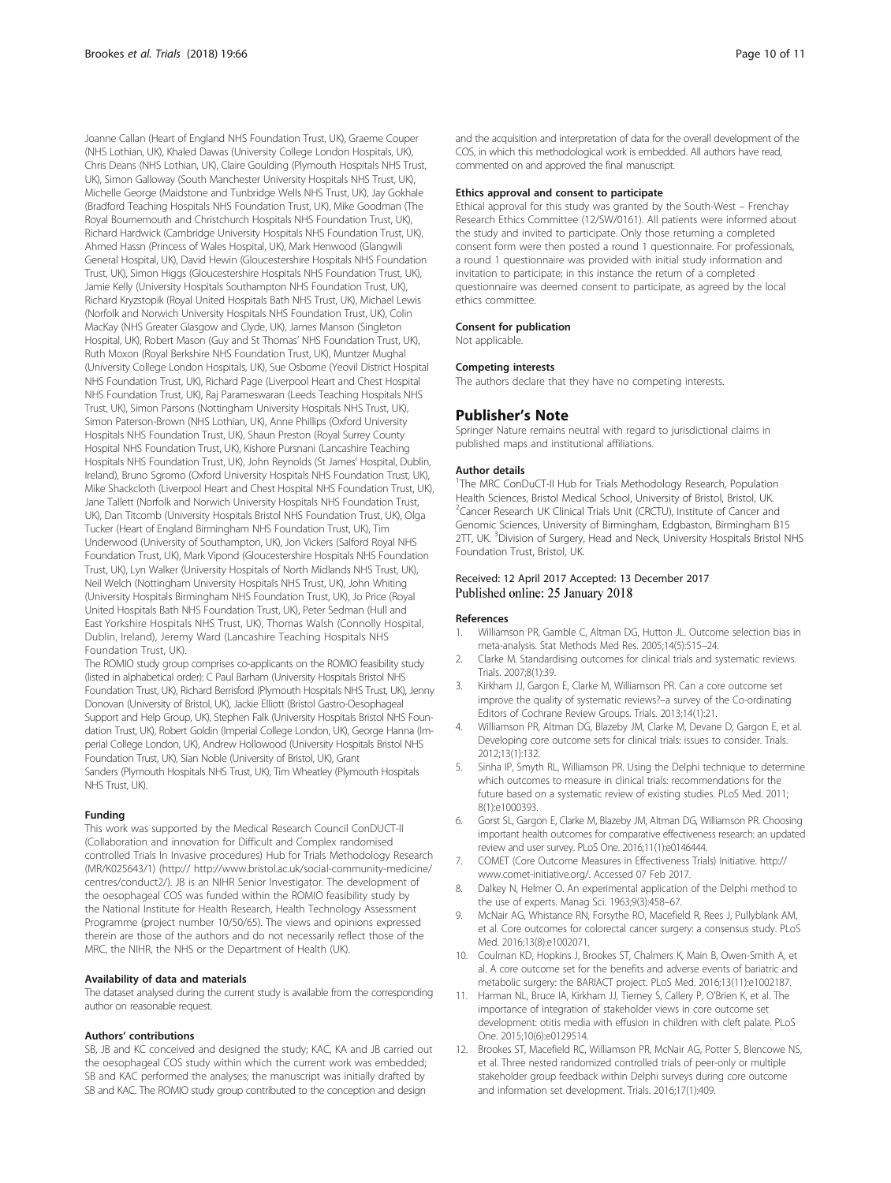Joanne Callan (Heart of England NHS Foundation Trust, UK), Graeme Couper (NHS Lothian, UK), Khaled Dawas (University College London Hospitals, UK), Chris Deans (NHS Lothian, UK), Claire Goulding (Plymouth Hospitals NHS Trust, UK), Simon Galloway (South Manchester University Hospitals NHS Trust, UK), Michelle George (Maidstone and Tunbridge Wells NHS Trust, UK), Jay Gokhale (Bradford Teaching Hospitals NHS Foundation Trust, UK), Mike Goodman (The Royal Bournemouth and Christchurch Hospitals NHS Foundation Trust, UK), Richard Hardwick (Cambridge University Hospitals NHS Foundation Trust, UK), Ahmed Hassn (Princess of Wales Hospital, UK), Mark Henwood (Glangwili General Hospital, UK), David Hewin (Gloucestershire Hospitals NHS Foundation Trust, UK), Simon Higgs (Gloucestershire Hospitals NHS Foundation Trust, UK), Jamie Kelly (University Hospitals Southampton NHS Foundation Trust, UK), Richard Kryzstopik (Royal United Hospitals Bath NHS Trust, UK), Michael Lewis (Norfolk and Norwich University Hospitals NHS Foundation Trust, UK), Colin MacKay (NHS Greater Glasgow and Clyde, UK), James Manson (Singleton Hospital, UK), Robert Mason (Guy and St Thomas' NHS Foundation Trust, UK), Ruth Moxon (Royal Berkshire NHS Foundation Trust, UK), Muntzer Mughal (University College London Hospitals, UK), Sue Osborne (Yeovil District Hospital NHS Foundation Trust, UK), Richard Page (Liverpool Heart and Chest Hospital NHS Foundation Trust, UK), Raj Parameswaran (Leeds Teaching Hospitals NHS Trust, UK), Simon Parsons (Nottingham University Hospitals NHS Trust, UK), Simon Paterson-Brown (NHS Lothian, UK), Anne Phillips (Oxford University Hospitals NHS Foundation Trust, UK), Shaun Preston (Royal Surrey County Hospital NHS Foundation Trust, UK), Kishore Pursnani (Lancashire Teaching Hospitals NHS Foundation Trust, UK), John Reynolds (St James' Hospital, Dublin, Ireland), Bruno Sgromo (Oxford University Hospitals NHS Foundation Trust, UK), Mike Shackcloth (Liverpool Heart and Chest Hospital NHS Foundation Trust, UK), Jane Tallett (Norfolk and Norwich University Hospitals NHS Foundation Trust, UK), Dan Titcomb (University Hospitals Bristol NHS Foundation Trust, UK), Olga Tucker (Heart of England Birmingham NHS Foundation Trust, UK), Tim Underwood (University of Southampton, UK), Jon Vickers (Salford Royal NHS Foundation Trust, UK), Mark Vipond (Gloucestershire Hospitals NHS Foundation Trust, UK), Lyn Walker (University Hospitals of North Midlands NHS Trust, UK), Neil Welch (Nottingham University Hospitals NHS Trust, UK), John Whiting (University Hospitals Birmingham NHS Foundation Trust, UK), Jo Price (Royal United Hospitals Bath NHS Foundation Trust, UK), Peter Sedman (Hull and East Yorkshire Hospitals NHS Trust, UK), Thomas Walsh (Connolly Hospital, Dublin, Ireland), Jeremy Ward (Lancashire Teaching Hospitals NHS Foundation Trust, UK).

The ROMIO study group comprises co-applicants on the ROMIO feasibility study (listed in alphabetical order): C Paul Barham (University Hospitals Bristol NHS Foundation Trust, UK), Richard Berrisford (Plymouth Hospitals NHS Trust, UK), Jenny Donovan (University of Bristol, UK), Jackie Elliott (Bristol Gastro-Oesophageal Support and Help Group, UK), Stephen Falk (University Hospitals Bristol NHS Foundation Trust, UK), Robert Goldin (Imperial College London, UK), George Hanna (Imperial College London, UK), Andrew Hollowood (University Hospitals Bristol NHS Foundation Trust, UK), Sian Noble (University of Bristol, UK), Grant Sanders (Plymouth Hospitals NHS Trust, UK), Tim Wheatley (Plymouth Hospitals NHS Trust, UK).

#### Funding

This work was supported by the Medical Research Council ConDUCT-II (Collaboration and innovation for Difficult and Complex randomised controlled Trials In Invasive procedures) Hub for Trials Methodology Research (MR/K025643/1) (http:// http://www.bristol.ac.uk/social-community-medicine/centres/conduct2/). JB is an NIHR Senior Investigator. The development of the oesophageal COS was funded within the ROMIO feasibility study by the National Institute for Health Research, Health Technology Assessment Programme (project number 10/50/65). The views and opinions expressed therein are those of the authors and do not necessarily reflect those of the MRC, the NIHR, the NHS or the Department of Health (UK).

#### Availability of data and materials

The dataset analysed during the current study is available from the corresponding author on reasonable request.

#### Authors' contributions

SB, JB and KC conceived and designed the study; KAC, KA and JB carried out the oesophageal COS study within which the current work was embedded; SB and KAC performed the analyses; the manuscript was initially drafted by SB and KAC. The ROMIO study group contributed to the conception and design and the acquisition and interpretation of data for the overall development of the COS, in which this methodological work is embedded. All authors have read, commented on and approved the final manuscript.

#### Ethics approval and consent to participate

Ethical approval for this study was granted by the South-West – Frenchay Research Ethics Committee (12/SW/0161). All patients were informed about the study and invited to participate. Only those returning a completed consent form were then posted a round 1 questionnaire. For professionals, a round 1 questionnaire was provided with initial study information and invitation to participate; in this instance the return of a completed questionnaire was deemed consent to participate, as agreed by the local ethics committee.

#### Consent for publication

Not applicable.

#### Competing interests

The authors declare that they have no competing interests.

## Publisher's Note

Springer Nature remains neutral with regard to jurisdictional claims in published maps and institutional affiliations.

#### Author details

[1]The MRC ConDuCT-II Hub for Trials Methodology Research, Population Health Sciences, Bristol Medical School, University of Bristol, Bristol, UK. [2]Cancer Research UK Clinical Trials Unit (CRCTU), Institute of Cancer and Genomic Sciences, University of Birmingham, Edgbaston, Birmingham B15 2TT, UK. [3]Division of Surgery, Head and Neck, University Hospitals Bristol NHS Foundation Trust, Bristol, UK.

Received: 12 April 2017 Accepted: 13 December 2017
Published online: 25 January 2018

#### References

1. Williamson PR, Gamble C, Altman DG, Hutton JL. Outcome selection bias in meta-analysis. Stat Methods Med Res. 2005;14(5):515–24.
2. Clarke M. Standardising outcomes for clinical trials and systematic reviews. Trials. 2007;8(1):39.
3. Kirkham JJ, Gargon E, Clarke M, Williamson PR. Can a core outcome set improve the quality of systematic reviews?–a survey of the Co-ordinating Editors of Cochrane Review Groups. Trials. 2013;14(1):21.
4. Williamson PR, Altman DG, Blazeby JM, Clarke M, Devane D, Gargon E, et al. Developing core outcome sets for clinical trials: issues to consider. Trials. 2012;13(1):132.
5. Sinha IP, Smyth RL, Williamson PR. Using the Delphi technique to determine which outcomes to measure in clinical trials: recommendations for the future based on a systematic review of existing studies. PLoS Med. 2011; 8(1):e1000393.
6. Gorst SL, Gargon E, Clarke M, Blazeby JM, Altman DG, Williamson PR. Choosing important health outcomes for comparative effectiveness research: an updated review and user survey. PLoS One. 2016;11(1):e0146444.
7. COMET (Core Outcome Measures in Effectiveness Trials) Initiative. http://www.comet-initiative.org/. Accessed 07 Feb 2017.
8. Dalkey N, Helmer O. An experimental application of the Delphi method to the use of experts. Manag Sci. 1963;9(3):458–67.
9. McNair AG, Whistance RN, Forsythe RO, Macefield R, Rees J, Pullyblank AM, et al. Core outcomes for colorectal cancer surgery: a consensus study. PLoS Med. 2016;13(8):e1002071.
10. Coulman KD, Hopkins J, Brookes ST, Chalmers K, Main B, Owen-Smith A, et al. A core outcome set for the benefits and adverse events of bariatric and metabolic surgery: the BARIACT project. PLoS Med. 2016;13(11):e1002187.
11. Harman NL, Bruce IA, Kirkham JJ, Tierney S, Callery P, O'Brien K, et al. The importance of integration of stakeholder views in core outcome set development: otitis media with effusion in children with cleft palate. PLoS One. 2015;10(6):e0129514.
12. Brookes ST, Macefield RC, Williamson PR, McNair AG, Potter S, Blencowe NS, et al. Three nested randomized controlled trials of peer-only or multiple stakeholder group feedback within Delphi surveys during core outcome and information set development. Trials. 2016;17(1):409.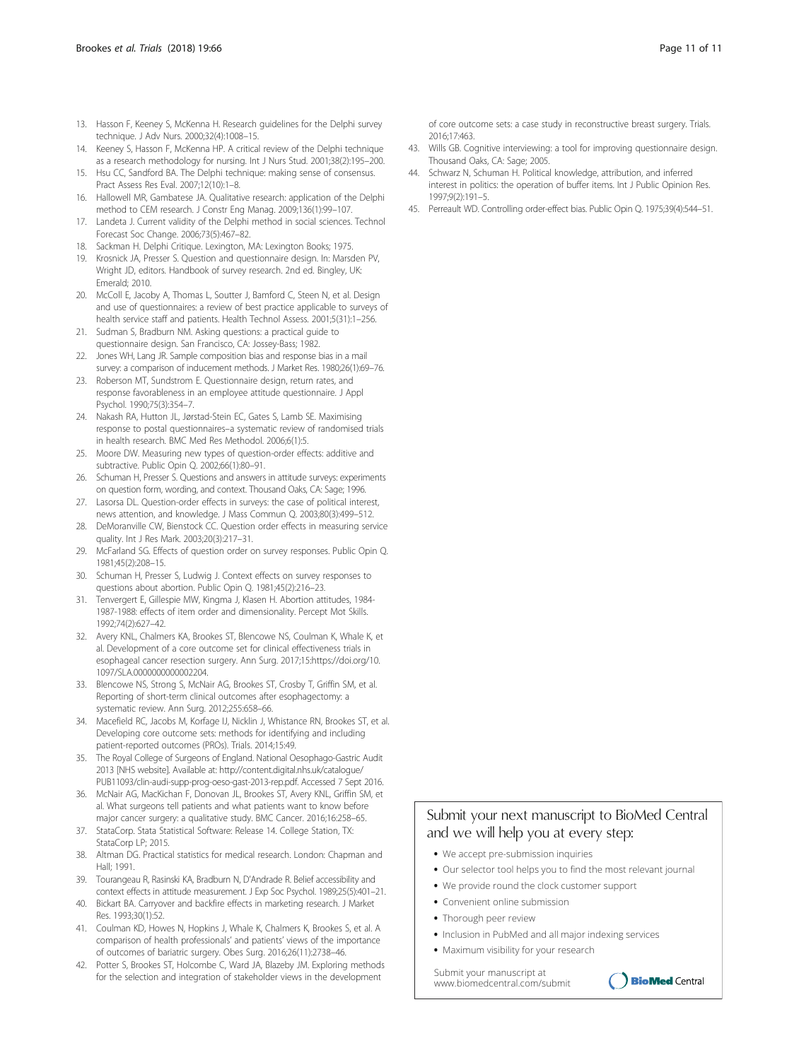13. Hasson F, Keeney S, McKenna H. Research guidelines for the Delphi survey technique. J Adv Nurs. 2000;32(4):1008–15.
14. Keeney S, Hasson F, McKenna HP. A critical review of the Delphi technique as a research methodology for nursing. Int J Nurs Stud. 2001;38(2):195–200.
15. Hsu CC, Sandford BA. The Delphi technique: making sense of consensus. Pract Assess Res Eval. 2007;12(10):1–8.
16. Hallowell MR, Gambatese JA. Qualitative research: application of the Delphi method to CEM research. J Constr Eng Manag. 2009;136(1):99–107.
17. Landeta J. Current validity of the Delphi method in social sciences. Technol Forecast Soc Change. 2006;73(5):467–82.
18. Sackman H. Delphi Critique. Lexington, MA: Lexington Books; 1975.
19. Krosnick JA, Presser S. Question and questionnaire design. In: Marsden PV, Wright JD, editors. Handbook of survey research. 2nd ed. Bingley, UK: Emerald; 2010.
20. McColl E, Jacoby A, Thomas L, Soutter J, Bamford C, Steen N, et al. Design and use of questionnaires: a review of best practice applicable to surveys of health service staff and patients. Health Technol Assess. 2001;5(31):1–256.
21. Sudman S, Bradburn NM. Asking questions: a practical guide to questionnaire design. San Francisco, CA: Jossey-Bass; 1982.
22. Jones WH, Lang JR. Sample composition bias and response bias in a mail survey: a comparison of inducement methods. J Market Res. 1980;26(1):69–76.
23. Roberson MT, Sundstrom E. Questionnaire design, return rates, and response favorableness in an employee attitude questionnaire. J Appl Psychol. 1990;75(3):354–7.
24. Nakash RA, Hutton JL, Jørstad-Stein EC, Gates S, Lamb SE. Maximising response to postal questionnaires–a systematic review of randomised trials in health research. BMC Med Res Methodol. 2006;6(1):5.
25. Moore DW. Measuring new types of question-order effects: additive and subtractive. Public Opin Q. 2002;66(1):80–91.
26. Schuman H, Presser S. Questions and answers in attitude surveys: experiments on question form, wording, and context. Thousand Oaks, CA: Sage; 1996.
27. Lasorsa DL. Question-order effects in surveys: the case of political interest, news attention, and knowledge. J Mass Commun Q. 2003;80(3):499–512.
28. DeMoranville CW, Bienstock CC. Question order effects in measuring service quality. Int J Res Mark. 2003;20(3):217–31.
29. McFarland SG. Effects of question order on survey responses. Public Opin Q. 1981;45(2):208–15.
30. Schuman H, Presser S, Ludwig J. Context effects on survey responses to questions about abortion. Public Opin Q. 1981;45(2):216–23.
31. Tenvergert E, Gillespie MW, Kingma J, Klasen H. Abortion attitudes, 1984-1987-1988: effects of item order and dimensionality. Percept Mot Skills. 1992;74(2):627–42.
32. Avery KNL, Chalmers KA, Brookes ST, Blencowe NS, Coulman K, Whale K, et al. Development of a core outcome set for clinical effectiveness trials in esophageal cancer resection surgery. Ann Surg. 2017;15:https://doi.org/10.1097/SLA.0000000000002204.
33. Blencowe NS, Strong S, McNair AG, Brookes ST, Crosby T, Griffin SM, et al. Reporting of short-term clinical outcomes after esophagectomy: a systematic review. Ann Surg. 2012;255:658–66.
34. Macefield RC, Jacobs M, Korfage IJ, Nicklin J, Whistance RN, Brookes ST, et al. Developing core outcome sets: methods for identifying and including patient-reported outcomes (PROs). Trials. 2014;15:49.
35. The Royal College of Surgeons of England. National Oesophago-Gastric Audit 2013 [NHS website]. Available at: http://content.digital.nhs.uk/catalogue/PUB11093/clin-audi-supp-prog-oeso-gast-2013-rep.pdf. Accessed 7 Sept 2016.
36. McNair AG, MacKichan F, Donovan JL, Brookes ST, Avery KNL, Griffin SM, et al. What surgeons tell patients and what patients want to know before major cancer surgery: a qualitative study. BMC Cancer. 2016;16:258–65.
37. StataCorp. Stata Statistical Software: Release 14. College Station, TX: StataCorp LP; 2015.
38. Altman DG. Practical statistics for medical research. London: Chapman and Hall; 1991.
39. Tourangeau R, Rasinski KA, Bradburn N, D'Andrade R. Belief accessibility and context effects in attitude measurement. J Exp Soc Psychol. 1989;25(5):401–21.
40. Bickart BA. Carryover and backfire effects in marketing research. J Market Res. 1993;30(1):52.
41. Coulman KD, Howes N, Hopkins J, Whale K, Chalmers K, Brookes S, et al. A comparison of health professionals' and patients' views of the importance of outcomes of bariatric surgery. Obes Surg. 2016;26(11):2738–46.
42. Potter S, Brookes ST, Holcombe C, Ward JA, Blazeby JM. Exploring methods for the selection and integration of stakeholder views in the development of core outcome sets: a case study in reconstructive breast surgery. Trials. 2016;17:463.
43. Wills GB. Cognitive interviewing: a tool for improving questionnaire design. Thousand Oaks, CA: Sage; 2005.
44. Schwarz N, Schuman H. Political knowledge, attribution, and inferred interest in politics: the operation of buffer items. Int J Public Opinion Res. 1997;9(2):191–5.
45. Perreault WD. Controlling order-effect bias. Public Opin Q. 1975;39(4):544–51.

Submit your next manuscript to BioMed Central and we will help you at every step:

- We accept pre-submission inquiries
- Our selector tool helps you to find the most relevant journal
- We provide round the clock customer support
- Convenient online submission
- Thorough peer review
- Inclusion in PubMed and all major indexing services
- Maximum visibility for your research

Submit your manuscript at www.biomedcentral.com/submit

BioMed Central